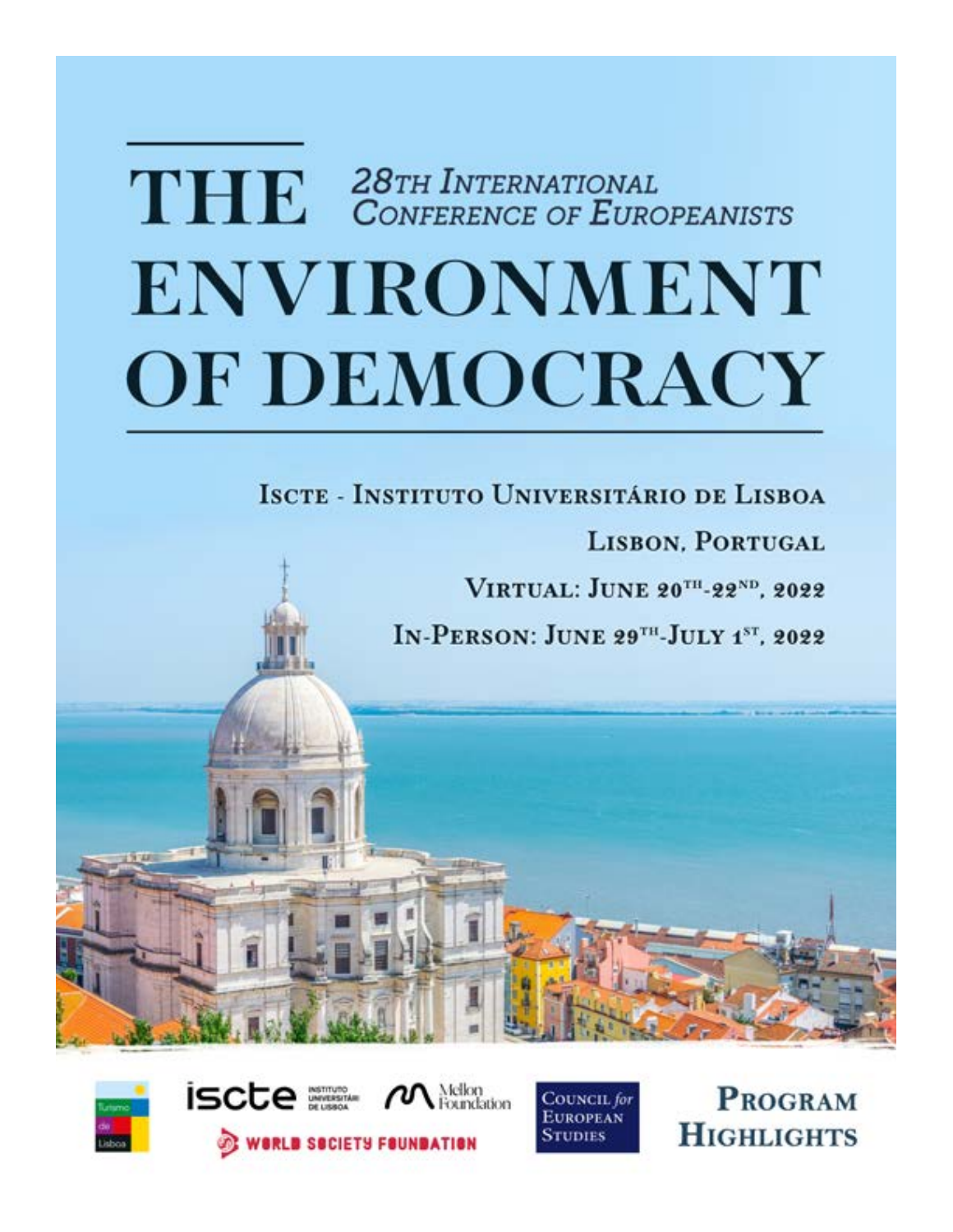# THE ENVIRONMENT OF DEMOCRACY

*28th International Conference of Europeanists*

Iscte - Instituto Universitário de Lisboa

Lisbon, Portugal

Virtual: June 20th-22nd, 2022

In-Person: June 29th-July 1st, 2022

Turismo de Lisboa

iscte Instituto Universitário de Lisboa

Mellon Foundation

World Society Foundation

Council for European Studies

## Program Highlights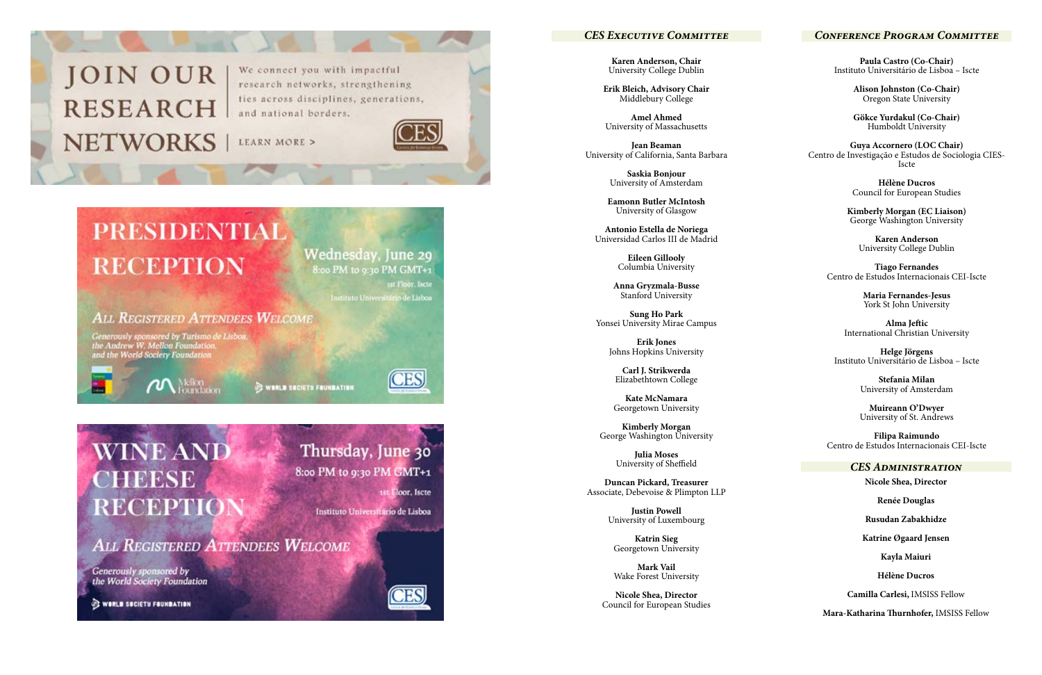# JOIN OUR RESEARCH NETWORKS

We connect you with impactful research networks, strengthening ties across disciplines, generations, and national borders.

LEARN MORE >

# PRESIDENTIAL RECEPTION

Wednesday, June 29
8:00 PM to 9:30 PM GMT+1
1st Floor, Iscte
Instituto Universitário de Lisboa

*All Registered Attendees Welcome*

*Generously sponsored by Turismo de Lisboa, the Andrew W. Mellon Foundation, and the World Society Foundation*

# WINE AND CHEESE RECEPTION

Thursday, June 30
8:00 PM to 9:30 PM GMT+1
1st Floor, Iscte
Instituto Universitário de Lisboa

*All Registered Attendees Welcome*

*Generously sponsored by the World Society Foundation*

## CES Executive Committee

**Karen Anderson, Chair**
University College Dublin

**Erik Bleich, Advisory Chair**
Middlebury College

**Amel Ahmed**
University of Massachusetts

**Jean Beaman**
University of California, Santa Barbara

**Saskia Bonjour**
University of Amsterdam

**Eamonn Butler McIntosh**
University of Glasgow

**Antonio Estella de Noriega**
Universidad Carlos III de Madrid

**Eileen Gillooly**
Columbia University

**Anna Gryzmala-Busse**
Stanford University

**Sung Ho Park**
Yonsei University Mirae Campus

**Erik Jones**
Johns Hopkins University

**Carl J. Strikwerda**
Elizabethtown College

**Kate McNamara**
Georgetown University

**Kimberly Morgan**
George Washington University

**Julia Moses**
University of Sheffield

**Duncan Pickard, Treasurer**
Associate, Debevoise & Plimpton LLP

**Justin Powell**
University of Luxembourg

**Katrin Sieg**
Georgetown University

**Mark Vail**
Wake Forest University

**Nicole Shea, Director**
Council for European Studies

## Conference Program Committee

**Paula Castro (Co-Chair)**
Instituto Universitário de Lisboa – Iscte

**Alison Johnston (Co-Chair)**
Oregon State University

**Gökce Yurdakul (Co-Chair)**
Humboldt University

**Guya Accornero (LOC Chair)**
Centro de Investigação e Estudos de Sociologia CIES-Iscte

**Hélène Ducros**
Council for European Studies

**Kimberly Morgan (EC Liaison)**
George Washington University

**Karen Anderson**
University College Dublin

**Tiago Fernandes**
Centro de Estudos Internacionais CEI-Iscte

**Maria Fernandes-Jesus**
York St John University

**Alma Jeftic**
International Christian University

**Helge Jörgens**
Instituto Universitário de Lisboa – Iscte

**Stefania Milan**
University of Amsterdam

**Muireann O'Dwyer**
University of St. Andrews

**Filipa Raimundo**
Centro de Estudos Internacionais CEI-Iscte

## CES Administration

**Nicole Shea, Director**

**Renée Douglas**

**Rusudan Zabakhidze**

**Katrine Øgaard Jensen**

**Kayla Maiuri**

**Hélène Ducros**

**Camilla Carlesi,** IMSISS Fellow

**Mara-Katharina Thurnhofer,** IMSISS Fellow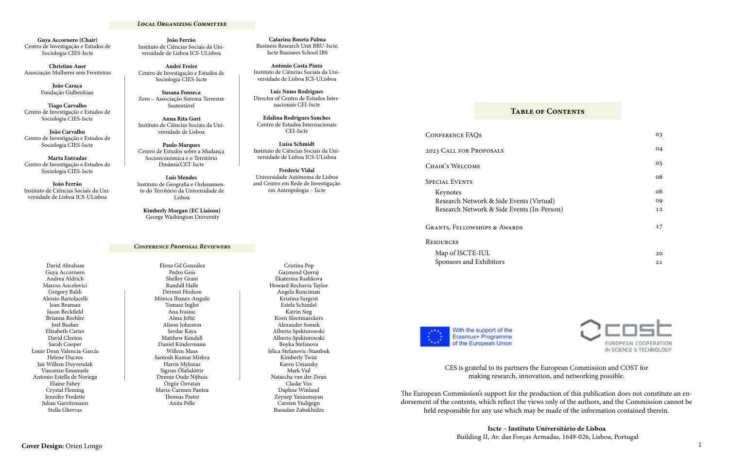## *Local Organizing Committee*

**Guya Accornero (Chair)**
Centro de Investigação e Estudos de Sociologia CIES-Iscte

**Christine Auer**
Associação Mulheres sem Fronteiras

**João Caraça**
Fundação Gulbenkian

**Tiago Carvalho**
Centro de Investigação e Estudos de Sociologia CIES-Iscte

**João Carvalho**
Centro de Investigação e Estudos de Sociologia CIES-Iscte

**Marta Entradas**
Centro de Investigação e Estudos de Sociologia CIES-Iscte

**João Ferrão**
Instituto de Ciências Sociais da Universidade de Lisboa ICS-ULisboa

**João Ferrão**
Instituto de Ciências Sociais da Universidade de Lisboa ICS-ULisboa

**André Freire**
Centro de Investigação e Estudos de Sociologia CIES-Iscte

**Susana Fonseca**
Zero – Associação Sistema Terrestre Sustentável

**Anna Rita Gori**
Instituto de Ciências Sociais da Universidade de Lisboa

**Paulo Marques**
Centro de Estudos sobre a Mudança Socioeconómica e o Território Dinâmia'CET-Iscte

**Luís Mendes**
Instituto de Geografia e Ordenamento do Território da Universidade de Lisboa

**Kimberly Morgan (EC Liaison)**
George Washington University

**Catarina Roseta Palma**
Business Research Unit BRU-Iscte, Iscte Businees School IBS

**Antonio Costa Pinto**
Instituto de Ciências Sociais da Universidade de Lisboa ICS-ULisboa

**Luís Nuno Rodrigues**
Director of Centro de Estudos Internacionais CEI-Iscte

**Edalina Rodrigues Sanches**
Centro de Estudos Internacionais CEI-Iscte

**Luísa Schmidt**
Instituto de Ciências Sociais da Universidade de Lisboa ICS-ULisboa

**Frederic Vidal**
Universidade Autónoma de Lisboa and Centro em Rede de Investigação em Antropologia – Iscte

## *Conference Proposal Reviewers*

David Abraham
Guya Accornero
Andrea Aldrich
Marcos Ancelovici
Gregory Baldi
Alessio Bartolacelli
Jean Beaman
Jason Beckfield
Brianna Beehler
Joel Busher
Elizabeth Carter
David Cleeton
Sarah Cooper
Louie Dean Valencia-García
Helene Ducros
Jan Willem Duyvendak
Vincenzo Emanuele
Antonio Estella de Noriega
Elaine Fahey
Crystal Fleming
Jennifer Fredette
Julian Garritzmann
Stella Ghervas
Elena Gil González
Pedro Gois
Shelley Grant
Randall Halle
Dermot Hodson
Mónica Ibanez-Angulo
Tomasz Inglot
Ana Ivasiuc
Alma Jeftić
Alison Johnston
Serdar Kaya
Matthew Kendall
Daniel Kindermann
Willem Maas
Santosh Kumar Mishra
Harris Mylonas
Sigrun Ólafsdóttir
Dennie Oude Nijhuis
Özgür Özvatan
Maria-Carmen Pantea
Thomas Paster
Anita Pelle
Cristina Pop
Gazmend Qorraj
Ekaterina Rashkova
Howard Rechavia Taylor
Angela Runciman
Kristina Sargent
Estela Schindel
Katrin Sieg
Koen Slootmaeckers
Alexander Somek
Alberto Spektorowski
Alberto Spektorowski
Boyka Stefanova
Jelica Stefanovic-Stambuk
Kimberly Twist
Karen Umansky
Mark Vail
Natascha van der Zwan
Claske Vos
Daphne Winland
Zeynep Yanasmayan
Carsten Yndigegn
Rusudan Zabakhidze

**Cover Design:** Orien Longo

## Table of Contents

| | |
|---|---|
| Conference FAQs | 03 |
| 2023 Call for Proposals | 04 |
| Chair's Welcome | 05 |
| Special Events | 06 |
| Keynotes | 06 |
| Research Network & Side Events (Virtual) | 09 |
| Research Network & Side Events (In-Person) | 12 |
| Grants, Fellowships & Awards | 17 |
| Resources | |
| Map of ISCTE-IUL | 20 |
| Sponsors and Exhibitors | 21 |

With the support of the Erasmus+ Programme of the European Union

COST EUROPEAN COOPERATION IN SCIENCE & TECHNOLOGY

CES is grateful to its partners the European Commission and COST for making research, innovation, and networking possible.

The European Commission's support for the production of this publication does not constitute an endorsement of the contents, which reflect the views only of the authors, and the Commission cannot be held responsible for any use which may be made of the information contained therein.

**Iscte – Instituto Universitário de Lisboa**
Building II, Av. das Forças Armadas, 1649-026, Lisboa, Portugal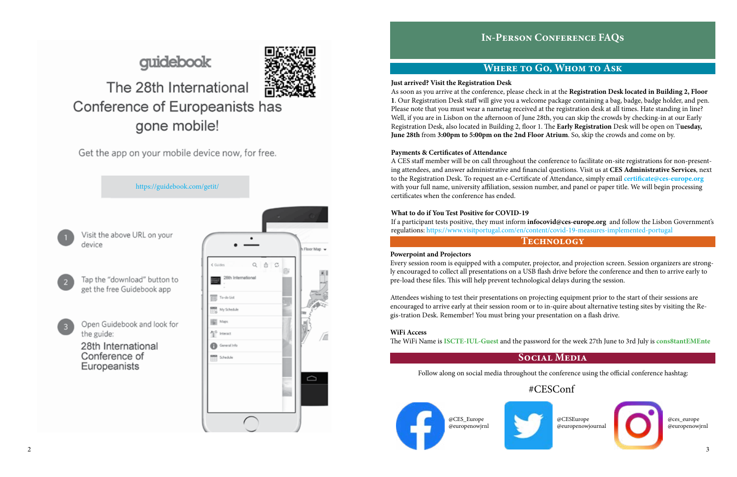guidebook

# The 28th International Conference of Europeanists has gone mobile!

Get the app on your mobile device now, for free.

https://guidebook.com/getit/

1. Visit the above URL on your device
2. Tap the "download" button to get the free Guidebook app
3. Open Guidebook and look for the guide: 28th International Conference of Europeanists

# In-Person Conference FAQs

## Where to Go, Whom to Ask

**Just arrived? Visit the Registration Desk**

As soon as you arrive at the conference, please check in at the **Registration Desk located in Building 2, Floor 1**. Our Registration Desk staff will give you a welcome package containing a bag, badge, badge holder, and pen. Please note that you must wear a nametag received at the registration desk at all times. Hate standing in line? Well, if you are in Lisbon on the afternoon of June 28th, you can skip the crowds by checking-in at our Early Registration Desk, also located in Building 2, floor 1. The **Early Registration** Desk will be open on **Tuesday, June 28th** from **3:00pm to 5:00pm on the 2nd Floor Atrium**. So, skip the crowds and come on by.

**Payments & Certificates of Attendance**

A CES staff member will be on call throughout the conference to facilitate on-site registrations for non-presenting attendees, and answer administrative and financial questions. Visit us at **CES Administrative Services**, next to the Registration Desk. To request an e-Certificate of Attendance, simply email **certificate@ces-europe.org** with your full name, university affiliation, session number, and panel or paper title. We will begin processing certificates when the conference has ended.

**What to do if You Test Positive for COVID-19**

If a participant tests positive, they must inform **infocovid@ces-europe.org** and follow the Lisbon Government's regulations: https://www.visitportugal.com/en/content/covid-19-measures-implemented-portugal

## Technology

**Powerpoint and Projectors**

Every session room is equipped with a computer, projector, and projection screen. Session organizers are strongly encouraged to collect all presentations on a USB flash drive before the conference and then to arrive early to pre-load these files. This will help prevent technological delays during the session.

Attendees wishing to test their presentations on projecting equipment prior to the start of their sessions are encouraged to arrive early at their session room or to in-quire about alternative testing sites by visiting the Re-gis-tration Desk. Remember! You must bring your presentation on a flash drive.

**WiFi Access**

The WiFi Name is **ISCTE-IUL-Guest** and the password for the week 27th June to 3rd July is **cons8tantEMEnte**

## Social Media

Follow along on social media throughout the conference using the official conference hashtag:

#CESConf

Facebook: @CES_Europe, @europenowjrnl

Twitter: @CESEurope, @europenowjournal

Instagram: @ces_europe, @europenowjrnl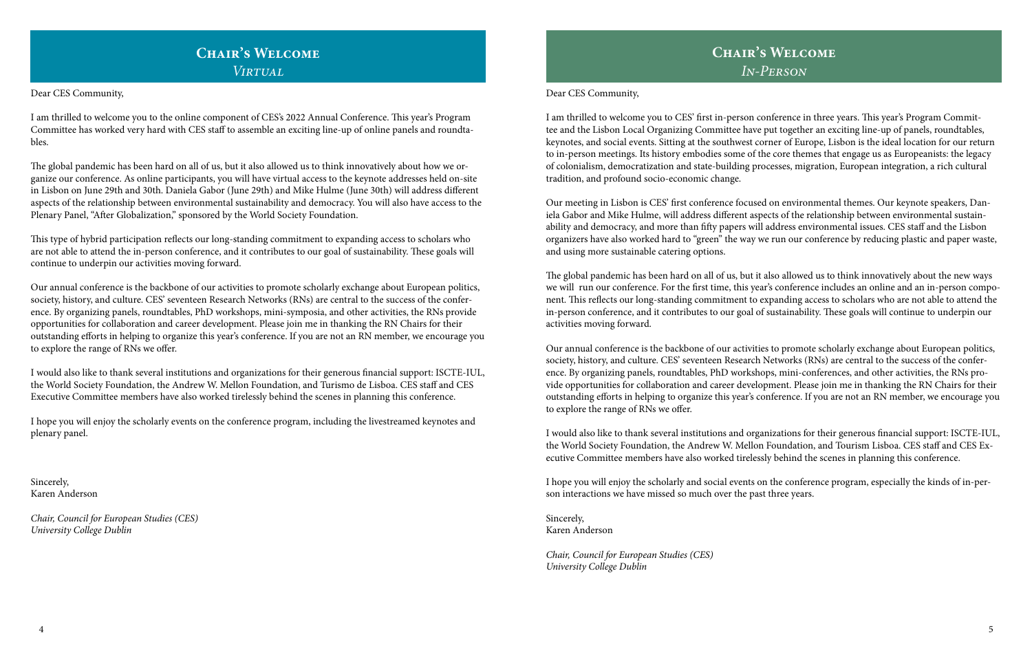## Chair's Welcome
### *Virtual*

Dear CES Community,

I am thrilled to welcome you to the online component of CES's 2022 Annual Conference. This year's Program Committee has worked very hard with CES staff to assemble an exciting line-up of online panels and roundtables.

The global pandemic has been hard on all of us, but it also allowed us to think innovatively about how we organize our conference. As online participants, you will have virtual access to the keynote addresses held on-site in Lisbon on June 29th and 30th. Daniela Gabor (June 29th) and Mike Hulme (June 30th) will address different aspects of the relationship between environmental sustainability and democracy. You will also have access to the Plenary Panel, "After Globalization," sponsored by the World Society Foundation.

This type of hybrid participation reflects our long-standing commitment to expanding access to scholars who are not able to attend the in-person conference, and it contributes to our goal of sustainability. These goals will continue to underpin our activities moving forward.

Our annual conference is the backbone of our activities to promote scholarly exchange about European politics, society, history, and culture. CES' seventeen Research Networks (RNs) are central to the success of the conference. By organizing panels, roundtables, PhD workshops, mini-symposia, and other activities, the RNs provide opportunities for collaboration and career development. Please join me in thanking the RN Chairs for their outstanding efforts in helping to organize this year's conference. If you are not an RN member, we encourage you to explore the range of RNs we offer.

I would also like to thank several institutions and organizations for their generous financial support: ISCTE-IUL, the World Society Foundation, the Andrew W. Mellon Foundation, and Turismo de Lisboa. CES staff and CES Executive Committee members have also worked tirelessly behind the scenes in planning this conference.

I hope you will enjoy the scholarly events on the conference program, including the livestreamed keynotes and plenary panel.

Sincerely,
Karen Anderson

*Chair, Council for European Studies (CES)*
*University College Dublin*

## Chair's Welcome
### *In-Person*

Dear CES Community,

I am thrilled to welcome you to CES' first in-person conference in three years. This year's Program Committee and the Lisbon Local Organizing Committee have put together an exciting line-up of panels, roundtables, keynotes, and social events. Sitting at the southwest corner of Europe, Lisbon is the ideal location for our return to in-person meetings. Its history embodies some of the core themes that engage us as Europeanists: the legacy of colonialism, democratization and state-building processes, migration, European integration, a rich cultural tradition, and profound socio-economic change.

Our meeting in Lisbon is CES' first conference focused on environmental themes. Our keynote speakers, Daniela Gabor and Mike Hulme, will address different aspects of the relationship between environmental sustainability and democracy, and more than fifty papers will address environmental issues. CES staff and the Lisbon organizers have also worked hard to "green" the way we run our conference by reducing plastic and paper waste, and using more sustainable catering options.

The global pandemic has been hard on all of us, but it also allowed us to think innovatively about the new ways we will run our conference. For the first time, this year's conference includes an online and an in-person component. This reflects our long-standing commitment to expanding access to scholars who are not able to attend the in-person conference, and it contributes to our goal of sustainability. These goals will continue to underpin our activities moving forward.

Our annual conference is the backbone of our activities to promote scholarly exchange about European politics, society, history, and culture. CES' seventeen Research Networks (RNs) are central to the success of the conference. By organizing panels, roundtables, PhD workshops, mini-conferences, and other activities, the RNs provide opportunities for collaboration and career development. Please join me in thanking the RN Chairs for their outstanding efforts in helping to organize this year's conference. If you are not an RN member, we encourage you to explore the range of RNs we offer.

I would also like to thank several institutions and organizations for their generous financial support: ISCTE-IUL, the World Society Foundation, the Andrew W. Mellon Foundation, and Tourism Lisboa. CES staff and CES Executive Committee members have also worked tirelessly behind the scenes in planning this conference.

I hope you will enjoy the scholarly and social events on the conference program, especially the kinds of in-person interactions we have missed so much over the past three years.

Sincerely,
Karen Anderson

*Chair, Council for European Studies (CES)*
*University College Dublin*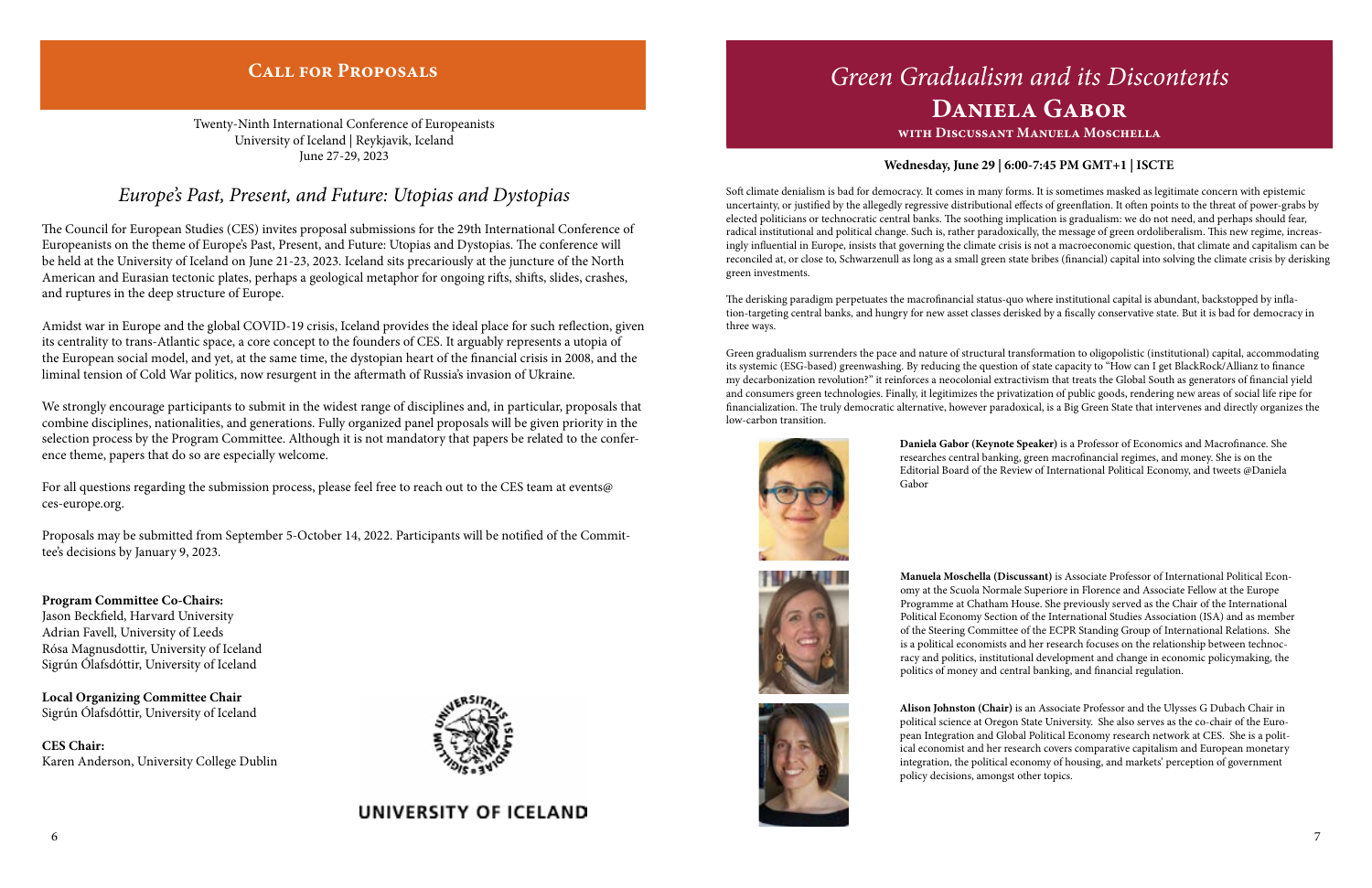## Call for Proposals

Twenty-Ninth International Conference of Europeanists
University of Iceland | Reykjavik, Iceland
June 27-29, 2023

### *Europe's Past, Present, and Future: Utopias and Dystopias*

The Council for European Studies (CES) invites proposal submissions for the 29th International Conference of Europeanists on the theme of Europe's Past, Present, and Future: Utopias and Dystopias. The conference will be held at the University of Iceland on June 21-23, 2023. Iceland sits precariously at the juncture of the North American and Eurasian tectonic plates, perhaps a geological metaphor for ongoing rifts, shifts, slides, crashes, and ruptures in the deep structure of Europe.

Amidst war in Europe and the global COVID-19 crisis, Iceland provides the ideal place for such reflection, given its centrality to trans-Atlantic space, a core concept to the founders of CES. It arguably represents a utopia of the European social model, and yet, at the same time, the dystopian heart of the financial crisis in 2008, and the liminal tension of Cold War politics, now resurgent in the aftermath of Russia's invasion of Ukraine.

We strongly encourage participants to submit in the widest range of disciplines and, in particular, proposals that combine disciplines, nationalities, and generations. Fully organized panel proposals will be given priority in the selection process by the Program Committee. Although it is not mandatory that papers be related to the conference theme, papers that do so are especially welcome.

For all questions regarding the submission process, please feel free to reach out to the CES team at events@ces-europe.org.

Proposals may be submitted from September 5-October 14, 2022. Participants will be notified of the Committee's decisions by January 9, 2023.

**Program Committee Co-Chairs:**
Jason Beckfield, Harvard University
Adrian Favell, University of Leeds
Rósa Magnusdottir, University of Iceland
Sigrún Ólafsdóttir, University of Iceland

**Local Organizing Committee Chair**
Sigrún Ólafsdóttir, University of Iceland

**CES Chair:**
Karen Anderson, University College Dublin

UNIVERSITY OF ICELAND

## *Green Gradualism and its Discontents*
## Daniela Gabor
### with Discussant Manuela Moschella

**Wednesday, June 29 | 6:00-7:45 PM GMT+1 | ISCTE**

Soft climate denialism is bad for democracy. It comes in many forms. It is sometimes masked as legitimate concern with epistemic uncertainty, or justified by the allegedly regressive distributional effects of greenflation. It often points to the threat of power-grabs by elected politicians or technocratic central banks. The soothing implication is gradualism: we do not need, and perhaps should fear, radical institutional and political change. Such is, rather paradoxically, the message of green ordoliberalism. This new regime, increasingly influential in Europe, insists that governing the climate crisis is not a macroeconomic question, that climate and capitalism can be reconciled at, or close to, Schwarzenull as long as a small green state bribes (financial) capital into solving the climate crisis by derisking green investments.

The derisking paradigm perpetuates the macrofinancial status-quo where institutional capital is abundant, backstopped by inflation-targeting central banks, and hungry for new asset classes derisked by a fiscally conservative state. But it is bad for democracy in three ways.

Green gradualism surrenders the pace and nature of structural transformation to oligopolistic (institutional) capital, accommodating its systemic (ESG-based) greenwashing. By reducing the question of state capacity to "How can I get BlackRock/Allianz to finance my decarbonization revolution?" it reinforces a neocolonial extractivism that treats the Global South as generators of financial yield and consumers green technologies. Finally, it legitimizes the privatization of public goods, rendering new areas of social life ripe for financialization. The truly democratic alternative, however paradoxical, is a Big Green State that intervenes and directly organizes the low-carbon transition.

**Daniela Gabor (Keynote Speaker)** is a Professor of Economics and Macrofinance. She researches central banking, green macrofinancial regimes, and money. She is on the Editorial Board of the Review of International Political Economy, and tweets @Daniela Gabor

**Manuela Moschella (Discussant)** is Associate Professor of International Political Economy at the Scuola Normale Superiore in Florence and Associate Fellow at the Europe Programme at Chatham House. She previously served as the Chair of the International Political Economy Section of the International Studies Association (ISA) and as member of the Steering Committee of the ECPR Standing Group of International Relations. She is a political economists and her research focuses on the relationship between technocracy and politics, institutional development and change in economic policymaking, the politics of money and central banking, and financial regulation.

**Alison Johnston (Chair)** is an Associate Professor and the Ulysses G Dubach Chair in political science at Oregon State University. She also serves as the co-chair of the European Integration and Global Political Economy research network at CES. She is a political economist and her research covers comparative capitalism and European monetary integration, the political economy of housing, and markets' perception of government policy decisions, amongst other topics.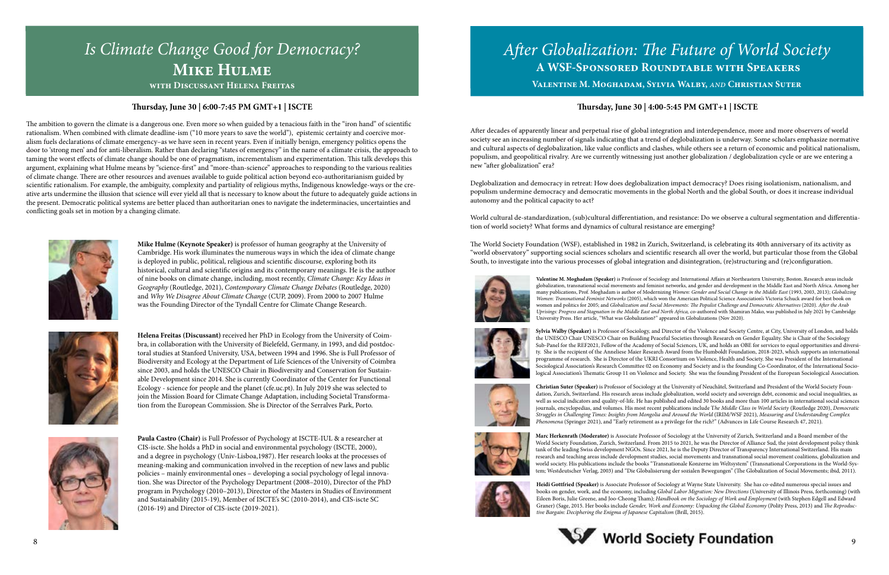# *Is Climate Change Good for Democracy?*

## Mike Hulme

### with Discussant Helena Freitas

**Thursday, June 30 | 6:00-7:45 PM GMT+1 | ISCTE**

The ambition to govern the climate is a dangerous one. Even more so when guided by a tenacious faith in the "iron hand" of scientific rationalism. When combined with climate deadline-ism ("10 more years to save the world"), epistemic certainty and coercive moralism fuels declarations of climate emergency–as we have seen in recent years. Even if initially benign, emergency politics opens the door to 'strong men' and for anti-liberalism. Rather than declaring "states of emergency" in the name of a climate crisis, the approach to taming the worst effects of climate change should be one of pragmatism, incrementalism and experimentation. This talk develops this argument, explaining what Hulme means by "science-first" and "more-than-science" approaches to responding to the various realities of climate change. There are other resources and avenues available to guide political action beyond eco-authoritarianism guided by scientific rationalism. For example, the ambiguity, complexity and partiality of religious myths, Indigenous knowledge-ways or the creative arts undermine the illusion that science will ever yield all that is necessary to know about the future to adequately guide actions in the present. Democratic political systems are better placed than authoritarian ones to navigate the indeterminacies, uncertainties and conflicting goals set in motion by a changing climate.

**Mike Hulme (Keynote Speaker)** is professor of human geography at the University of Cambridge. His work illuminates the numerous ways in which the idea of climate change is deployed in public, political, religious and scientific discourse, exploring both its historical, cultural and scientific origins and its contemporary meanings. He is the author of nine books on climate change, including, most recently, *Climate Change: Key Ideas in Geography* (Routledge, 2021), *Contemporary Climate Change Debates* (Routledge, 2020) and *Why We Disagree About Climate Change* (CUP, 2009). From 2000 to 2007 Hulme was the Founding Director of the Tyndall Centre for Climate Change Research.

**Helena Freitas (Discussant)** received her PhD in Ecology from the University of Coimbra, in collaboration with the University of Bielefeld, Germany, in 1993, and did postdoctoral studies at Stanford University, USA, between 1994 and 1996. She is Full Professor of Biodiversity and Ecology at the Department of Life Sciences of the University of Coimbra since 2003, and holds the UNESCO Chair in Biodiversity and Conservation for Sustainable Development since 2014. She is currently Coordinator of the Center for Functional Ecology - science for people and the planet (cfe.uc.pt). In July 2019 she was selected to join the Mission Board for Climate Change Adaptation, including Societal Transformation from the European Commission. She is Director of the Serralves Park, Porto.

**Paula Castro (Chair)** is Full Professor of Psychology at ISCTE-IUL & a researcher at CIS-iscte. She holds a PhD in social and environmental psychology (ISCTE, 2000), and a degree in psychology (Univ-Lisboa,1987). Her research looks at the processes of meaning-making and communication involved in the reception of new laws and public policies – mainly environmental ones – developing a social psychology of legal innovation. She was Director of the Psychology Department (2008–2010), Director of the PhD program in Psychology (2010–2013), Director of the Masters in Studies of Environment and Sustainability (2015-19), Member of ISCTE's SC (2010-2014), and CIS-iscte SC (2016-19) and Director of CIS-iscte (2019-2021).

# *After Globalization: The Future of World Society*

## A WSF-Sponsored Roundtable with Speakers

### Valentine M. Moghadam, Sylvia Walby, *and* Christian Suter

**Thursday, June 30 | 4:00-5:45 PM GMT+1 | ISCTE**

After decades of apparently linear and perpetual rise of global integration and interdependence, more and more observers of world society see an increasing number of signals indicating that a trend of deglobalization is underway. Some scholars emphasize normative and cultural aspects of deglobalization, like value conflicts and clashes, while others see a return of economic and political nationalism, populism, and geopolitical rivalry. Are we currently witnessing just another globalization / deglobalization cycle or are we entering a new "after globalization" era?

Deglobalization and democracy in retreat: How does deglobalization impact democracy? Does rising isolationism, nationalism, and populism undermine democracy and democratic movements in the global North and the global South, or does it increase individual autonomy and the political capacity to act?

World cultural de-standardization, (sub)cultural differentiation, and resistance: Do we observe a cultural segmentation and differentiation of world society? What forms and dynamics of cultural resistance are emerging?

The World Society Foundation (WSF), established in 1982 in Zurich, Switzerland, is celebrating its 40th anniversary of its activity as "world observatory" supporting social sciences scholars and scientific research all over the world, but particular those from the Global South, to investigate into the various processes of global integration and disintegration, (re)structuring and (re)configuration.

**Valentine M. Moghadam (Speaker)** is Professor of Sociology and International Affairs at Northeastern University, Boston. Research areas include globalization, transnational social movements and feminist networks, and gender and development in the Middle East and North Africa. Among her many publications, Prof. Moghadam is author of Modernizing *Women: Gender and Social Change in the Middle East* (1993, 2003, 2013); *Globalizing Women: Transnational Feminist Networks* (2005), which won the American Political Science Association's Victoria Schuck award for best book on women and politics for 2005; and *Globalization and Social Movements: The Populist Challenge and Democratic Alternatives* (2020). *After the Arab Uprisings: Progress and Stagnation in the Middle East and North Africa*, co-authored with Shamiran Mako, was published in July 2021 by Cambridge University Press. Her article, "What was Globalization?" appeared in Globalizations (Nov 2020).

**Sylvia Walby (Speaker)** is Professor of Sociology, and Director of the Violence and Society Centre, at City, University of London, and holds the UNESCO Chair UNESCO Chair on Building Peaceful Societies through Research on Gender Equality. She is Chair of the Sociology Sub-Panel for the REF2021, Fellow of the Academy of Social Sciences, UK, and holds an OBE for services to equal opportunities and diversity. She is the recipient of the Anneliese Maier Research Award from the Humboldt Foundation, 2018-2023, which supports an international programme of research. She is Director of the UKRI Consortium on Violence, Health and Society. She was President of the International Sociological Association's Research Committee 02 on Economy and Society and is the founding Co-Coordinator, of the International Sociological Association's Thematic Group 11 on Violence and Society. She was the founding President of the European Sociological Association.

**Christian Suter (Speaker)** is Professor of Sociology at the University of Neuchâtel, Switzerland and President of the World Society Foundation, Zurich, Switzerland. His research areas include globalization, world society and sovereign debt, economic and social inequalities, as well as social indicators and quality-of-life. He has published and edited 30 books and more than 100 articles in international social sciences journals, encyclopedias, and volumes. His most recent publications include T*he Middle Class in World Society* (Routledge 2020), *Democratic Struggles in Challenging Times: Insights from Mongolia and Around the World* (IRIM/WSF 2021), *Measuring and Understanding Complex Phenomena* (Springer 2021), and "Early retirement as a privilege for the rich?" (Advances in Life Course Research 47, 2021).

**Marc Herkenrath (Moderator)** is Associate Professor of Sociology at the University of Zurich, Switzerland and a Board member of the World Society Foundation, Zurich, Switzerland. From 2015 to 2021, he was the Director of Alliance Sud, the joint development policy think tank of the leading Swiss development NGOs. Since 2021, he is the Deputy Director of Transparency International Switzerland. His main research and teaching areas include development studies, social movements and transnational social movement coalitions, globalization and world society. His publications include the books "Transnationale Konzerne im Weltsystem" (Transnational Corporations in the World-System; Westdeutscher Verlag, 2003) and "Die Globalisierung der sozialen Bewegungen" (The Globalization of Social Movements; ibid, 2011).

**Heidi Gottfried (Speaker)** is Associate Professor of Sociology at Wayne State University. She has co-edited numerous special issues and books on gender, work, and the economy, including *Global Labor Migration: New Directions* (University of Illinois Press, forthcoming) (with Eileen Boris, Julie Greene, and Joo-Cheong Tham); *Handbook on the Sociology of Work and Employment* (with Stephen Edgell and Edward Graner) (Sage, 2015. Her books include *Gender, Work and Economy: Unpacking the Global Economy* (Polity Press, 2013) and *The Reproductive Bargain: Deciphering the Enigma of Japanese Capitalism* (Brill, 2015).

World Society Foundation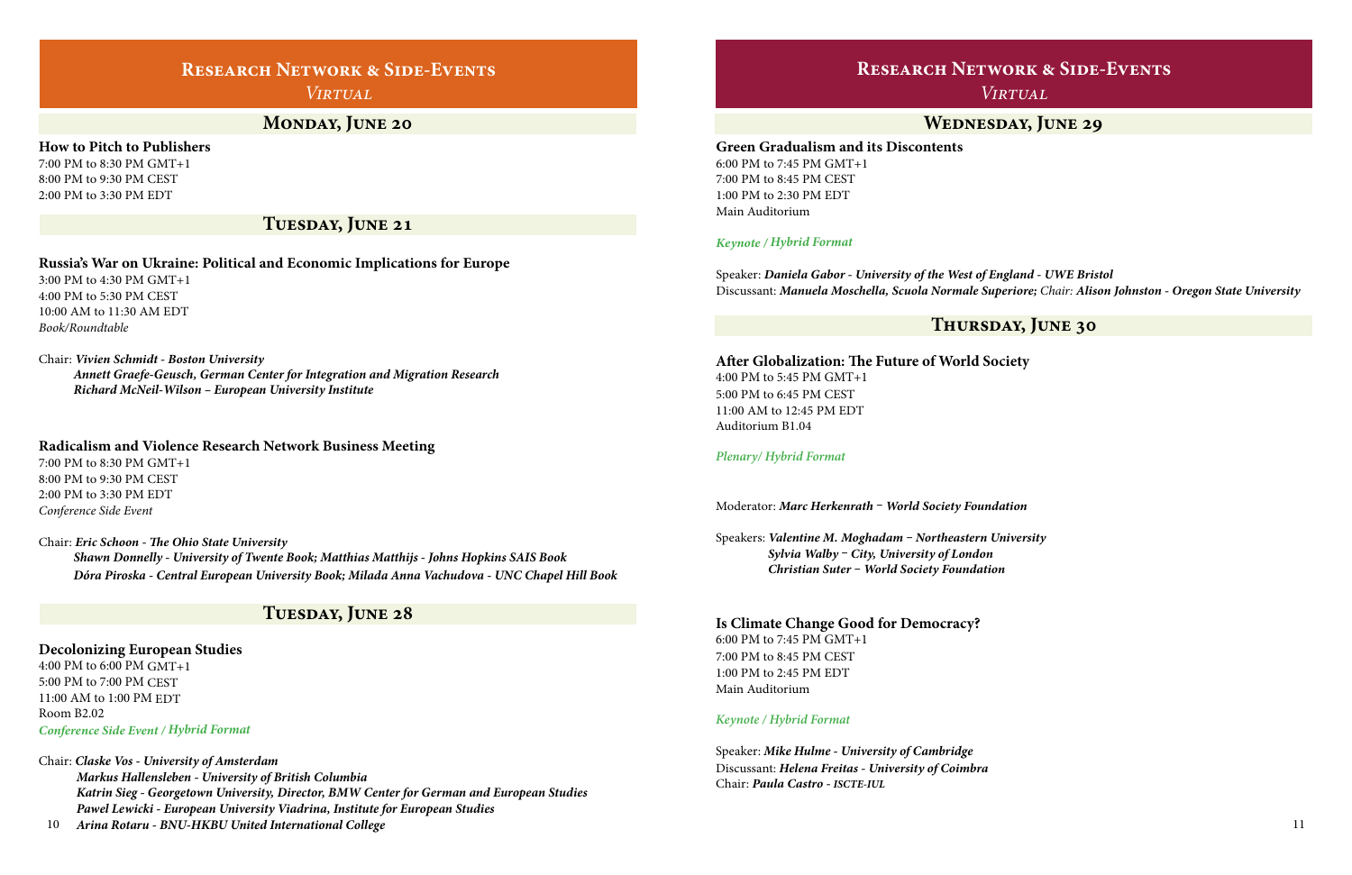## Research Network & Side-Events

*Virtual*

### Monday, June 20

**How to Pitch to Publishers**
7:00 PM to 8:30 PM GMT+1
8:00 PM to 9:30 PM CEST
2:00 PM to 3:30 PM EDT

### Tuesday, June 21

**Russia's War on Ukraine: Political and Economic Implications for Europe**
3:00 PM to 4:30 PM GMT+1
4:00 PM to 5:30 PM CEST
10:00 AM to 11:30 AM EDT
*Book/Roundtable*

Chair: ***Vivien Schmidt - Boston University***
***Annett Graefe-Geusch, German Center for Integration and Migration Research***
***Richard McNeil-Wilson – European University Institute***

**Radicalism and Violence Research Network Business Meeting**
7:00 PM to 8:30 PM GMT+1
8:00 PM to 9:30 PM CEST
2:00 PM to 3:30 PM EDT
*Conference Side Event*

Chair: ***Eric Schoon - The Ohio State University***
***Shawn Donnelly - University of Twente Book; Matthias Matthijs - Johns Hopkins SAIS Book***
***Dóra Piroska - Central European University Book; Milada Anna Vachudova - UNC Chapel Hill Book***

### Tuesday, June 28

**Decolonizing European Studies**
4:00 PM to 6:00 PM GMT+1
5:00 PM to 7:00 PM CEST
11:00 AM to 1:00 PM EDT
Room B2.02
*Conference Side Event / Hybrid Format*

Chair: ***Claske Vos - University of Amsterdam***
***Markus Hallensleben - University of British Columbia***
***Katrin Sieg - Georgetown University, Director, BMW Center for German and European Studies***
***Pawel Lewicki - European University Viadrina, Institute for European Studies***
***Arina Rotaru - BNU-HKBU United International College***

## Research Network & Side-Events

*Virtual*

### Wednesday, June 29

**Green Gradualism and its Discontents**
6:00 PM to 7:45 PM GMT+1
7:00 PM to 8:45 PM CEST
1:00 PM to 2:30 PM EDT
Main Auditorium

*Keynote / Hybrid Format*

Speaker: ***Daniela Gabor - University of the West of England - UWE Bristol***
Discussant: ***Manuela Moschella, Scuola Normale Superiore;*** *Chair:* ***Alison Johnston - Oregon State University***

### Thursday, June 30

**After Globalization: The Future of World Society**
4:00 PM to 5:45 PM GMT+1
5:00 PM to 6:45 PM CEST
11:00 AM to 12:45 PM EDT
Auditorium B1.04

*Plenary/ Hybrid Format*

Moderator: ***Marc Herkenrath – World Society Foundation***

Speakers: ***Valentine M. Moghadam – Northeastern University***
***Sylvia Walby – City, University of London***
***Christian Suter – World Society Foundation***

**Is Climate Change Good for Democracy?**
6:00 PM to 7:45 PM GMT+1
7:00 PM to 8:45 PM CEST
1:00 PM to 2:45 PM EDT
Main Auditorium

*Keynote / Hybrid Format*

Speaker: ***Mike Hulme - University of Cambridge***
Discussant: ***Helena Freitas - University of Coimbra***
Chair: ***Paula Castro - ISCTE-IUL***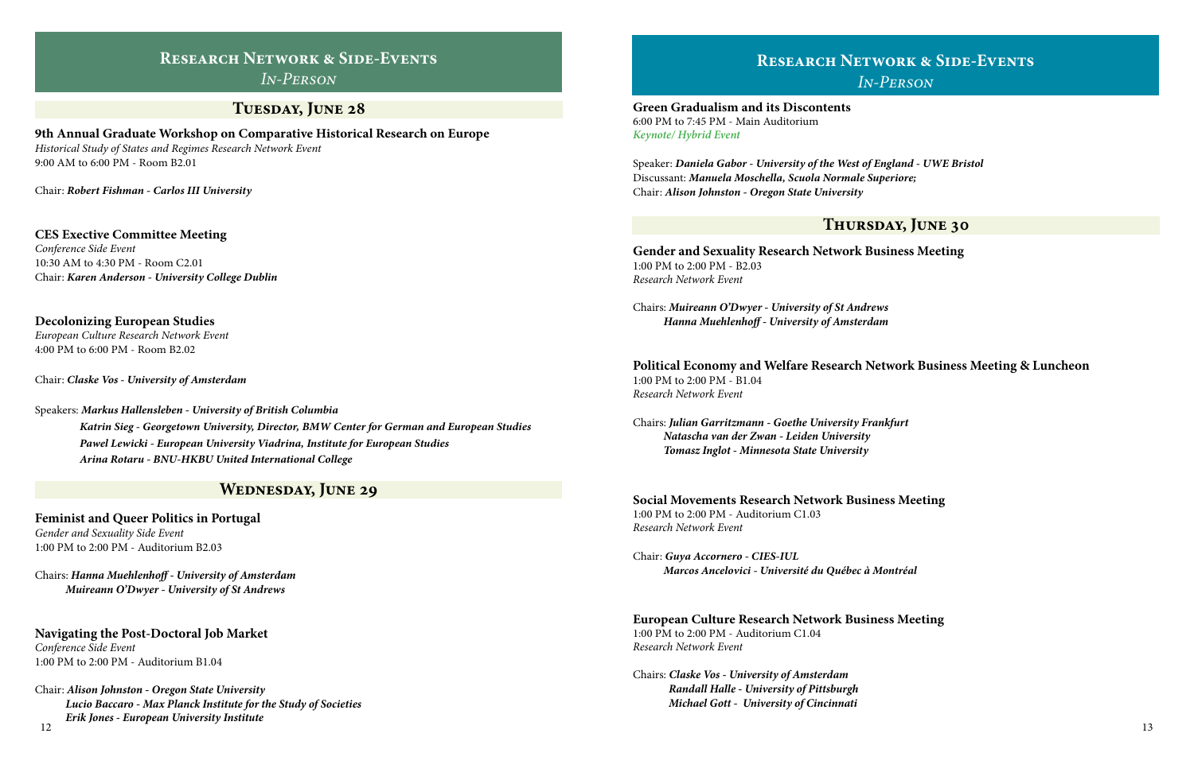# Research Network & Side-Events

*In-Person*

## Tuesday, June 28

### 9th Annual Graduate Workshop on Comparative Historical Research on Europe

*Historical Study of States and Regimes Research Network Event*
9:00 AM to 6:00 PM - Room B2.01

Chair: ***Robert Fishman - Carlos III University***

### CES Exective Committee Meeting

*Conference Side Event*
10:30 AM to 4:30 PM - Room C2.01
Chair: ***Karen Anderson - University College Dublin***

### Decolonizing European Studies

*European Culture Research Network Event*
4:00 PM to 6:00 PM - Room B2.02

Chair: ***Claske Vos - University of Amsterdam***

Speakers: ***Markus Hallensleben - University of British Columbia***
***Katrin Sieg - Georgetown University, Director, BMW Center for German and European Studies***
***Pawel Lewicki - European University Viadrina, Institute for European Studies***
***Arina Rotaru - BNU-HKBU United International College***

## Wednesday, June 29

### Feminist and Queer Politics in Portugal

*Gender and Sexuality Side Event*
1:00 PM to 2:00 PM - Auditorium B2.03

Chairs: ***Hanna Muehlenhoff - University of Amsterdam***
***Muireann O'Dwyer - University of St Andrews***

### Navigating the Post-Doctoral Job Market

*Conference Side Event*
1:00 PM to 2:00 PM - Auditorium B1.04

Chair: ***Alison Johnston - Oregon State University***
***Lucio Baccaro - Max Planck Institute for the Study of Societies***
***Erik Jones - European University Institute***

# Research Network & Side-Events

*In-Person*

### Green Gradualism and its Discontents

6:00 PM to 7:45 PM - Main Auditorium
*Keynote/ Hybrid Event*

Speaker: ***Daniela Gabor - University of the West of England - UWE Bristol***
Discussant: ***Manuela Moschella, Scuola Normale Superiore;***
Chair: ***Alison Johnston - Oregon State University***

## Thursday, June 30

### Gender and Sexuality Research Network Business Meeting

1:00 PM to 2:00 PM - B2.03
*Research Network Event*

Chairs: ***Muireann O'Dwyer - University of St Andrews***
***Hanna Muehlenhoff - University of Amsterdam***

### Political Economy and Welfare Research Network Business Meeting & Luncheon

1:00 PM to 2:00 PM - B1.04
*Research Network Event*

Chairs: ***Julian Garritzmann - Goethe University Frankfurt***
***Natascha van der Zwan - Leiden University***
***Tomasz Inglot - Minnesota State University***

### Social Movements Research Network Business Meeting

1:00 PM to 2:00 PM - Auditorium C1.03
*Research Network Event*

Chair: ***Guya Accornero - CIES-IUL***
***Marcos Ancelovici - Université du Québec à Montréal***

### European Culture Research Network Business Meeting

1:00 PM to 2:00 PM - Auditorium C1.04
*Research Network Event*

Chairs: ***Claske Vos - University of Amsterdam***
***Randall Halle - University of Pittsburgh***
***Michael Gott - University of Cincinnati***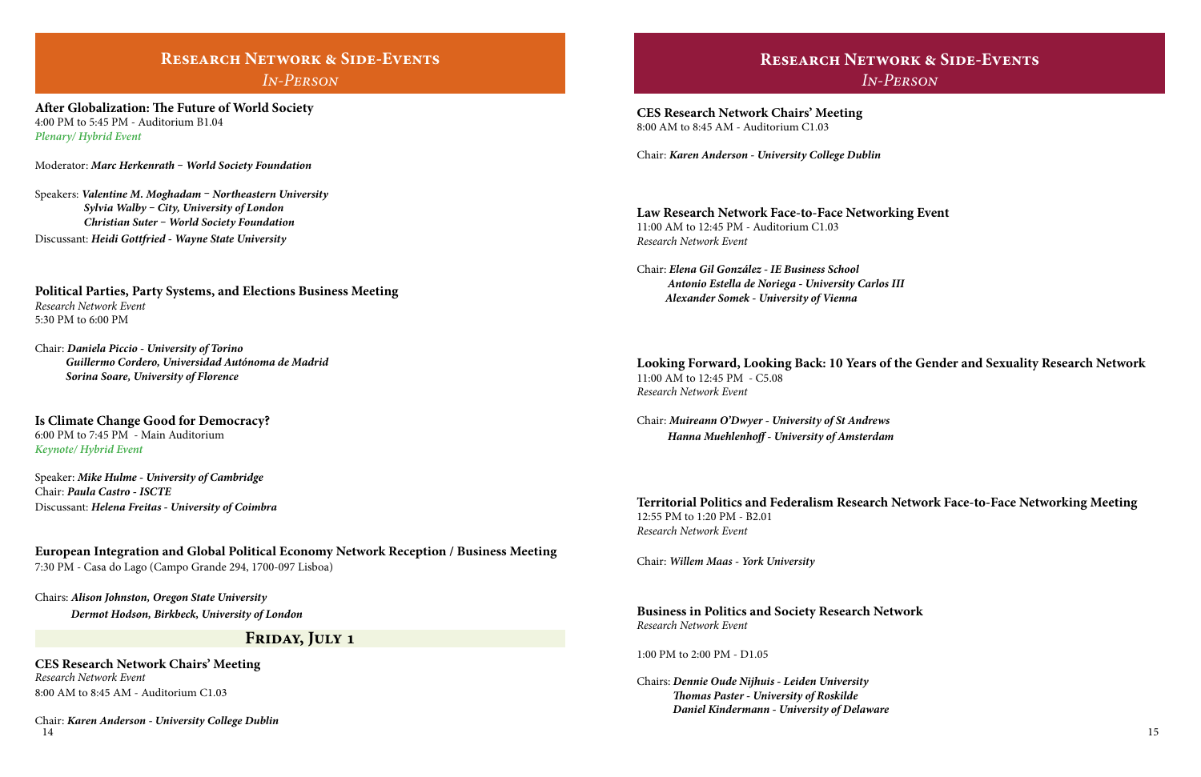## Research Network & Side-Events
### *In-Person*

**After Globalization: The Future of World Society**
4:00 PM to 5:45 PM - Auditorium B1.04
*Plenary/ Hybrid Event*

Moderator: ***Marc Herkenrath – World Society Foundation***

Speakers: ***Valentine M. Moghadam – Northeastern University***
***Sylvia Walby – City, University of London***
***Christian Suter – World Society Foundation***
Discussant: ***Heidi Gottfried - Wayne State University***

**Political Parties, Party Systems, and Elections Business Meeting**
*Research Network Event*
5:30 PM to 6:00 PM

Chair: ***Daniela Piccio - University of Torino***
***Guillermo Cordero, Universidad Autónoma de Madrid***
***Sorina Soare, University of Florence***

**Is Climate Change Good for Democracy?**
6:00 PM to 7:45 PM - Main Auditorium
*Keynote/ Hybrid Event*

Speaker: ***Mike Hulme - University of Cambridge***
Chair: ***Paula Castro - ISCTE***
Discussant: ***Helena Freitas - University of Coimbra***

**European Integration and Global Political Economy Network Reception / Business Meeting**
7:30 PM - Casa do Lago (Campo Grande 294, 1700-097 Lisboa)

Chairs: ***Alison Johnston, Oregon State University***
***Dermot Hodson, Birkbeck, University of London***

## Friday, July 1

**CES Research Network Chairs' Meeting**
*Research Network Event*
8:00 AM to 8:45 AM - Auditorium C1.03

Chair: ***Karen Anderson - University College Dublin***

## Research Network & Side-Events
### *In-Person*

**CES Research Network Chairs' Meeting**
8:00 AM to 8:45 AM - Auditorium C1.03

Chair: ***Karen Anderson - University College Dublin***

**Law Research Network Face-to-Face Networking Event**
11:00 AM to 12:45 PM - Auditorium C1.03
*Research Network Event*

Chair: ***Elena Gil González - IE Business School***
***Antonio Estella de Noriega - University Carlos III***
***Alexander Somek - University of Vienna***

**Looking Forward, Looking Back: 10 Years of the Gender and Sexuality Research Network**
11:00 AM to 12:45 PM - C5.08
*Research Network Event*

Chair: ***Muireann O'Dwyer - University of St Andrews***
***Hanna Muehlenhoff - University of Amsterdam***

**Territorial Politics and Federalism Research Network Face-to-Face Networking Meeting**
12:55 PM to 1:20 PM - B2.01
*Research Network Event*

Chair: ***Willem Maas - York University***

**Business in Politics and Society Research Network**
*Research Network Event*

1:00 PM to 2:00 PM - D1.05

Chairs: ***Dennie Oude Nijhuis - Leiden University***
***Thomas Paster - University of Roskilde***
***Daniel Kindermann - University of Delaware***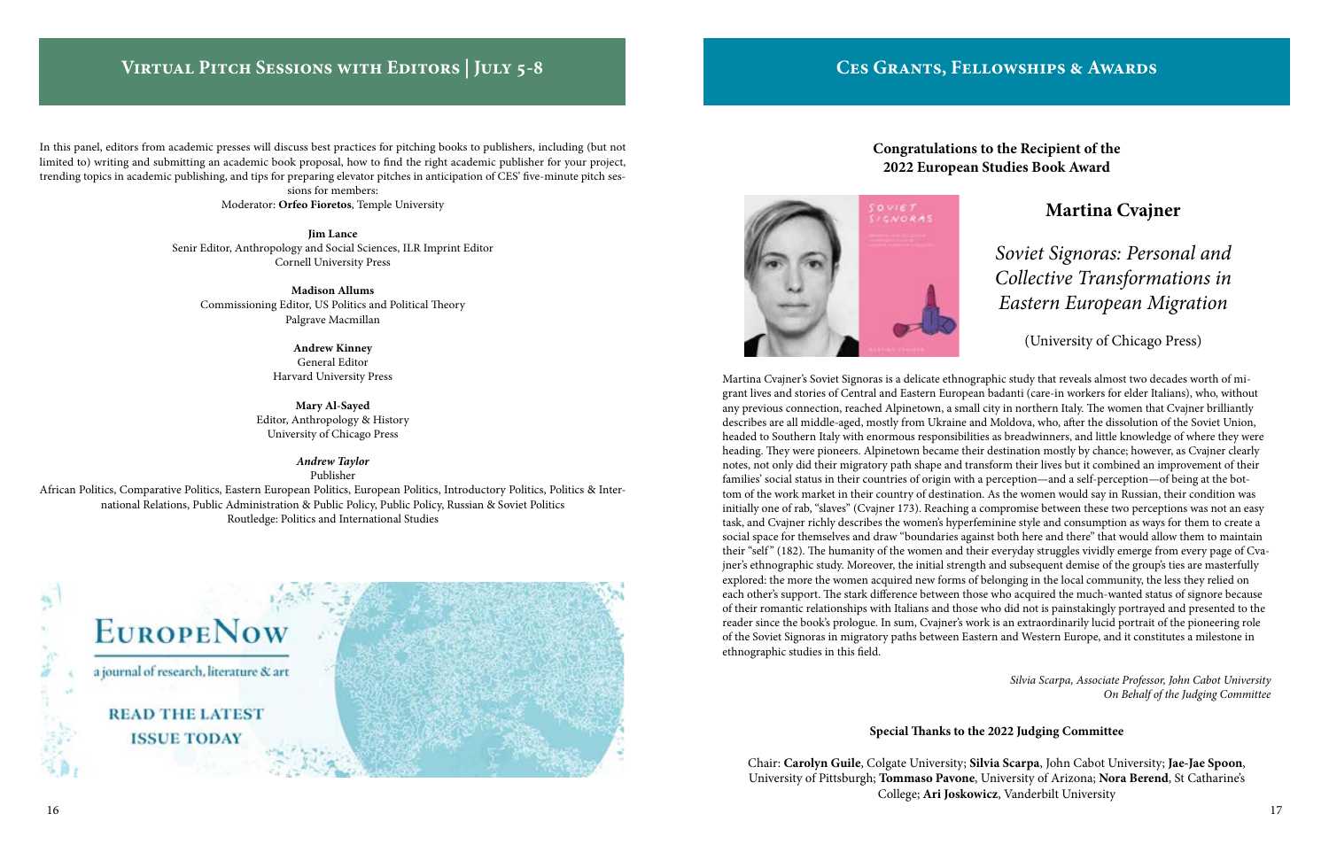## Virtual Pitch Sessions with Editors | July 5-8

In this panel, editors from academic presses will discuss best practices for pitching books to publishers, including (but not limited to) writing and submitting an academic book proposal, how to find the right academic publisher for your project, trending topics in academic publishing, and tips for preparing elevator pitches in anticipation of CES' five-minute pitch sessions for members:

Moderator: **Orfeo Fioretos**, Temple University

**Jim Lance**
Senir Editor, Anthropology and Social Sciences, ILR Imprint Editor
Cornell University Press

**Madison Allums**
Commissioning Editor, US Politics and Political Theory
Palgrave Macmillan

**Andrew Kinney**
General Editor
Harvard University Press

**Mary Al-Sayed**
Editor, Anthropology & History
University of Chicago Press

***Andrew Taylor***
Publisher
African Politics, Comparative Politics, Eastern European Politics, European Politics, Introductory Politics, Politics & International Relations, Public Administration & Public Policy, Public Policy, Russian & Soviet Politics
Routledge: Politics and International Studies

EuropeNow

a journal of research, literature & art

READ THE LATEST ISSUE TODAY

## Ces Grants, Fellowships & Awards

**Congratulations to the Recipient of the 2022 European Studies Book Award**

### Martina Cvajner

*Soviet Signoras: Personal and Collective Transformations in Eastern European Migration*

(University of Chicago Press)

Martina Cvajner's Soviet Signoras is a delicate ethnographic study that reveals almost two decades worth of migrant lives and stories of Central and Eastern European badanti (care-in workers for elder Italians), who, without any previous connection, reached Alpinetown, a small city in northern Italy. The women that Cvajner brilliantly describes are all middle-aged, mostly from Ukraine and Moldova, who, after the dissolution of the Soviet Union, headed to Southern Italy with enormous responsibilities as breadwinners, and little knowledge of where they were heading. They were pioneers. Alpinetown became their destination mostly by chance; however, as Cvajner clearly notes, not only did their migratory path shape and transform their lives but it combined an improvement of their families' social status in their countries of origin with a perception—and a self-perception—of being at the bottom of the work market in their country of destination. As the women would say in Russian, their condition was initially one of rab, "slaves" (Cvajner 173). Reaching a compromise between these two perceptions was not an easy task, and Cvajner richly describes the women's hyperfeminine style and consumption as ways for them to create a social space for themselves and draw "boundaries against both here and there" that would allow them to maintain their "self" (182). The humanity of the women and their everyday struggles vividly emerge from every page of Cvajner's ethnographic study. Moreover, the initial strength and subsequent demise of the group's ties are masterfully explored: the more the women acquired new forms of belonging in the local community, the less they relied on each other's support. The stark difference between those who acquired the much-wanted status of signore because of their romantic relationships with Italians and those who did not is painstakingly portrayed and presented to the reader since the book's prologue. In sum, Cvajner's work is an extraordinarily lucid portrait of the pioneering role of the Soviet Signoras in migratory paths between Eastern and Western Europe, and it constitutes a milestone in ethnographic studies in this field.

*Silvia Scarpa, Associate Professor, John Cabot University*
*On Behalf of the Judging Committee*

**Special Thanks to the 2022 Judging Committee**

Chair: **Carolyn Guile**, Colgate University; **Silvia Scarpa**, John Cabot University; **Jae-Jae Spoon**, University of Pittsburgh; **Tommaso Pavone**, University of Arizona; **Nora Berend**, St Catharine's College; **Ari Joskowicz**, Vanderbilt University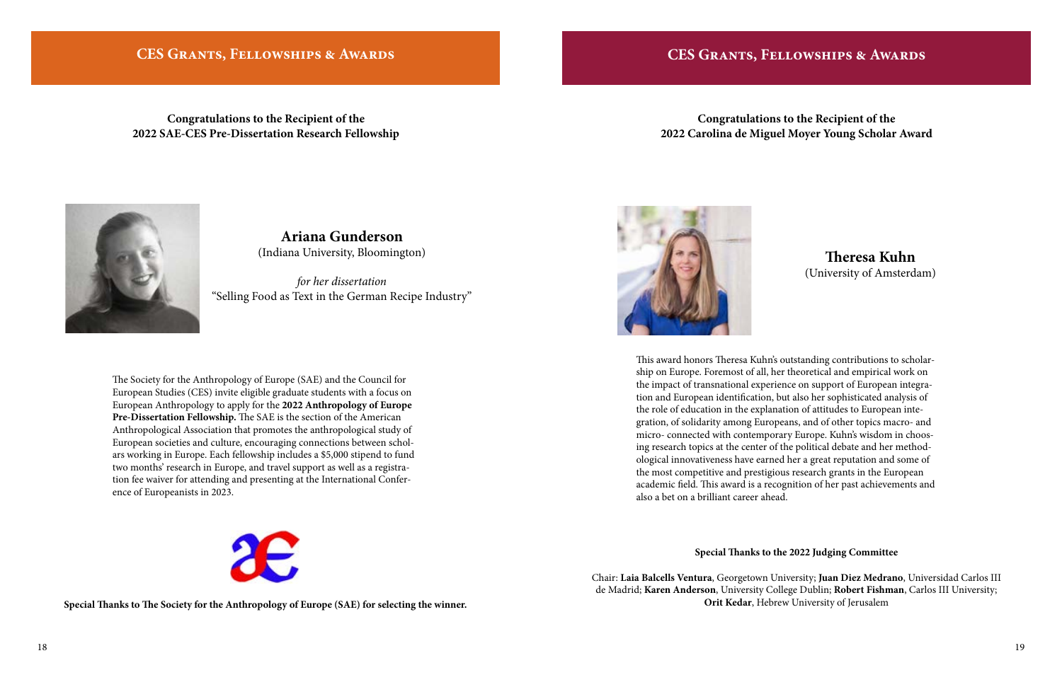## CES Grants, Fellowships & Awards

**Congratulations to the Recipient of the 2022 SAE-CES Pre-Dissertation Research Fellowship**

### Ariana Gunderson
(Indiana University, Bloomington)

*for her dissertation*
"Selling Food as Text in the German Recipe Industry"

The Society for the Anthropology of Europe (SAE) and the Council for European Studies (CES) invite eligible graduate students with a focus on European Anthropology to apply for the **2022 Anthropology of Europe Pre-Dissertation Fellowship.** The SAE is the section of the American Anthropological Association that promotes the anthropological study of European societies and culture, encouraging connections between scholars working in Europe. Each fellowship includes a $5,000 stipend to fund two months' research in Europe, and travel support as well as a registration fee waiver for attending and presenting at the International Conference of Europeanists in 2023.

**Special Thanks to The Society for the Anthropology of Europe (SAE) for selecting the winner.**

## CES Grants, Fellowships & Awards

**Congratulations to the Recipient of the 2022 Carolina de Miguel Moyer Young Scholar Award**

### Theresa Kuhn
(University of Amsterdam)

This award honors Theresa Kuhn's outstanding contributions to scholarship on Europe. Foremost of all, her theoretical and empirical work on the impact of transnational experience on support of European integration and European identification, but also her sophisticated analysis of the role of education in the explanation of attitudes to European integration, of solidarity among Europeans, and of other topics macro- and micro- connected with contemporary Europe. Kuhn's wisdom in choosing research topics at the center of the political debate and her methodological innovativeness have earned her a great reputation and some of the most competitive and prestigious research grants in the European academic field. This award is a recognition of her past achievements and also a bet on a brilliant career ahead.

**Special Thanks to the 2022 Judging Committee**

Chair: **Laia Balcells Ventura**, Georgetown University; **Juan Diez Medrano**, Universidad Carlos III de Madrid; **Karen Anderson**, University College Dublin; **Robert Fishman**, Carlos III University; **Orit Kedar**, Hebrew University of Jerusalem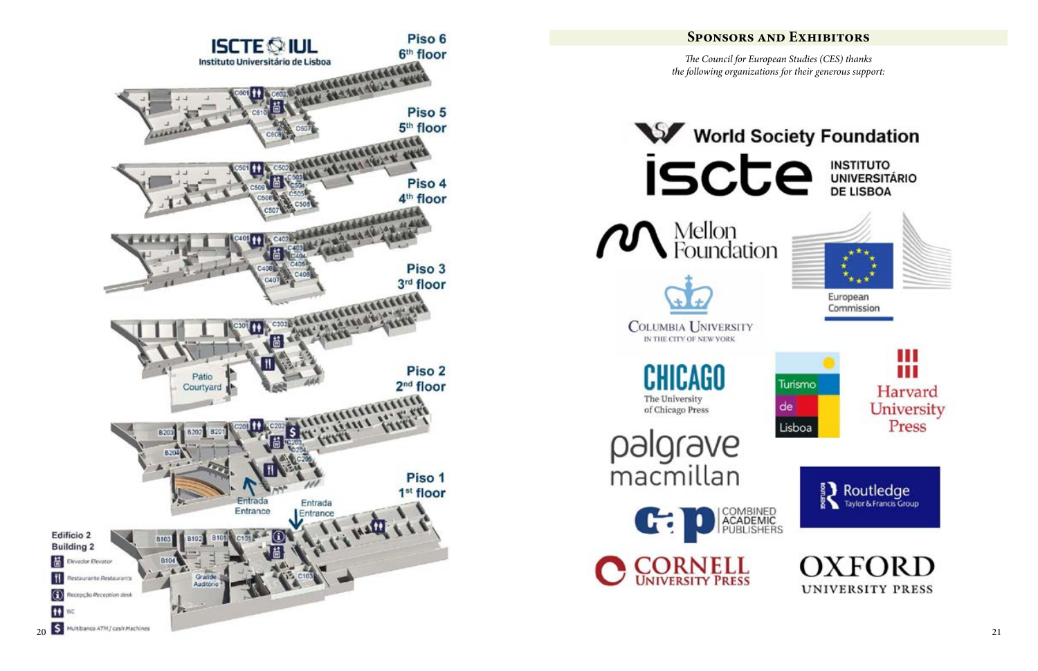ISCTE IUL
Instituto Universitário de Lisboa

Piso 6
6th floor

C601, C602, C610, C608, C607

Piso 5
5th floor

C501, C502, C509, C503, C504, C508, C505, C507, C506

Piso 4
4th floor

C401, C402, C403, C404, C409, C405, C408, C407, C406

Piso 3
3rd floor

C301, C302

Pátio
Courtyard

Piso 2
2nd floor

B203, B202, B201, C201, C202, B204, C203, C204, C205

Entrada
Entrance

Piso 1
1st floor

Entrada
Entrance

B103, B102, B101, C101, B104, C103

Grande Auditório

Edifício 2
Building 2

- Elevador Elevator
- Restaurante Restaurants
- Recepção Reception desk
- WC
- Multibanco ATM / cash Machines

## Sponsors and Exhibitors

*The Council for European Studies (CES) thanks the following organizations for their generous support:*

- World Society Foundation
- iscte Instituto Universitário de Lisboa
- Mellon Foundation
- European Commission
- Columbia University in the City of New York
- Chicago: The University of Chicago Press
- Turismo de Lisboa
- Harvard University Press
- palgrave macmillan
- Routledge Taylor & Francis Group
- cap Combined Academic Publishers
- Cornell University Press
- Oxford University Press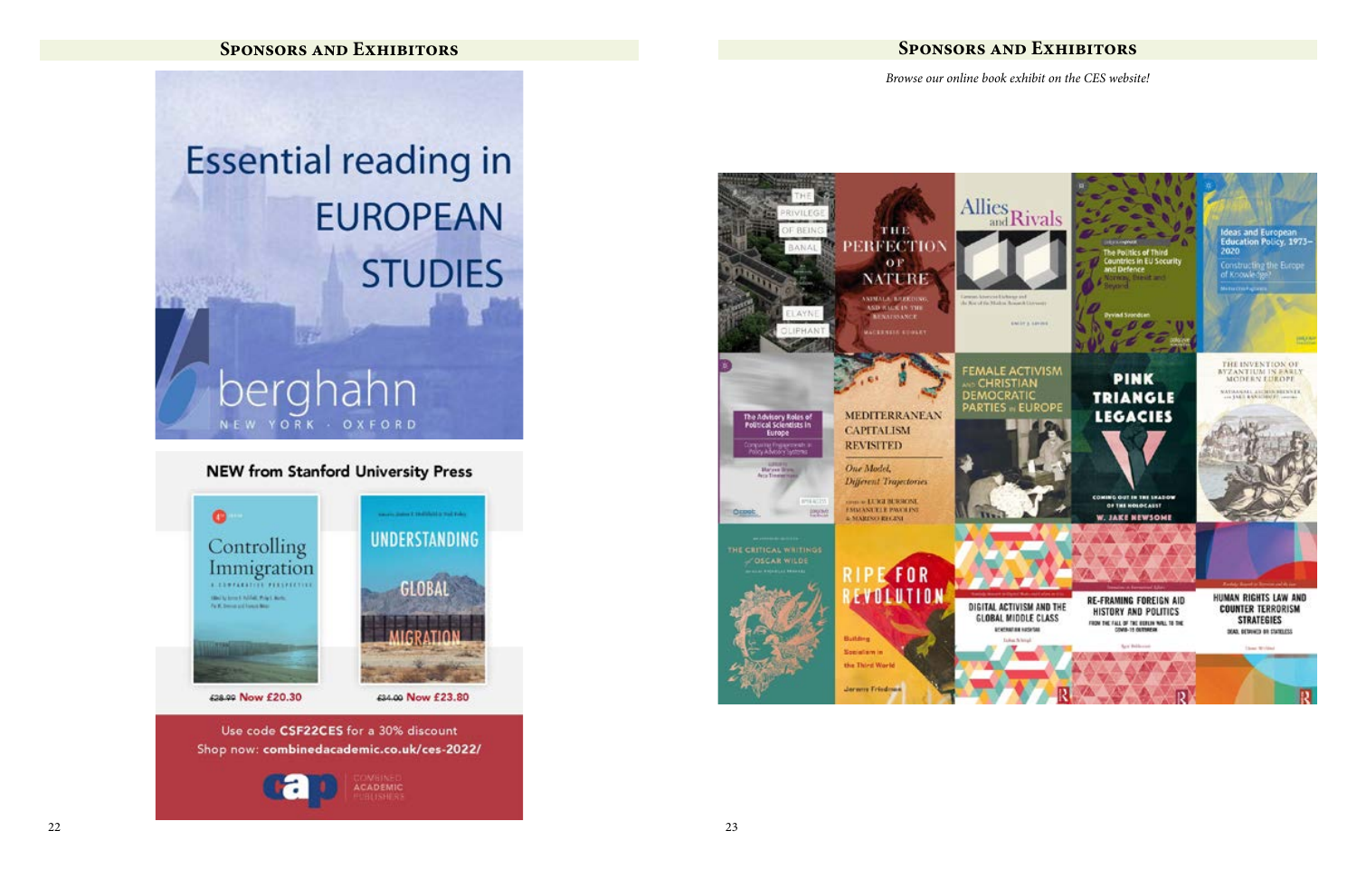## Sponsors and Exhibitors

Essential reading in EUROPEAN STUDIES

berghahn

NEW YORK · OXFORD

**NEW from Stanford University Press**

Controlling Immigration — £28.99 Now £20.30

Understanding Global Migration — £34.00 Now £23.80

Use code **CSF22CES** for a 30% discount

Shop now: **combinedacademic.co.uk/ces-2022/**

COMBINED ACADEMIC PUBLISHERS

## Sponsors and Exhibitors

*Browse our online book exhibit on the CES website!*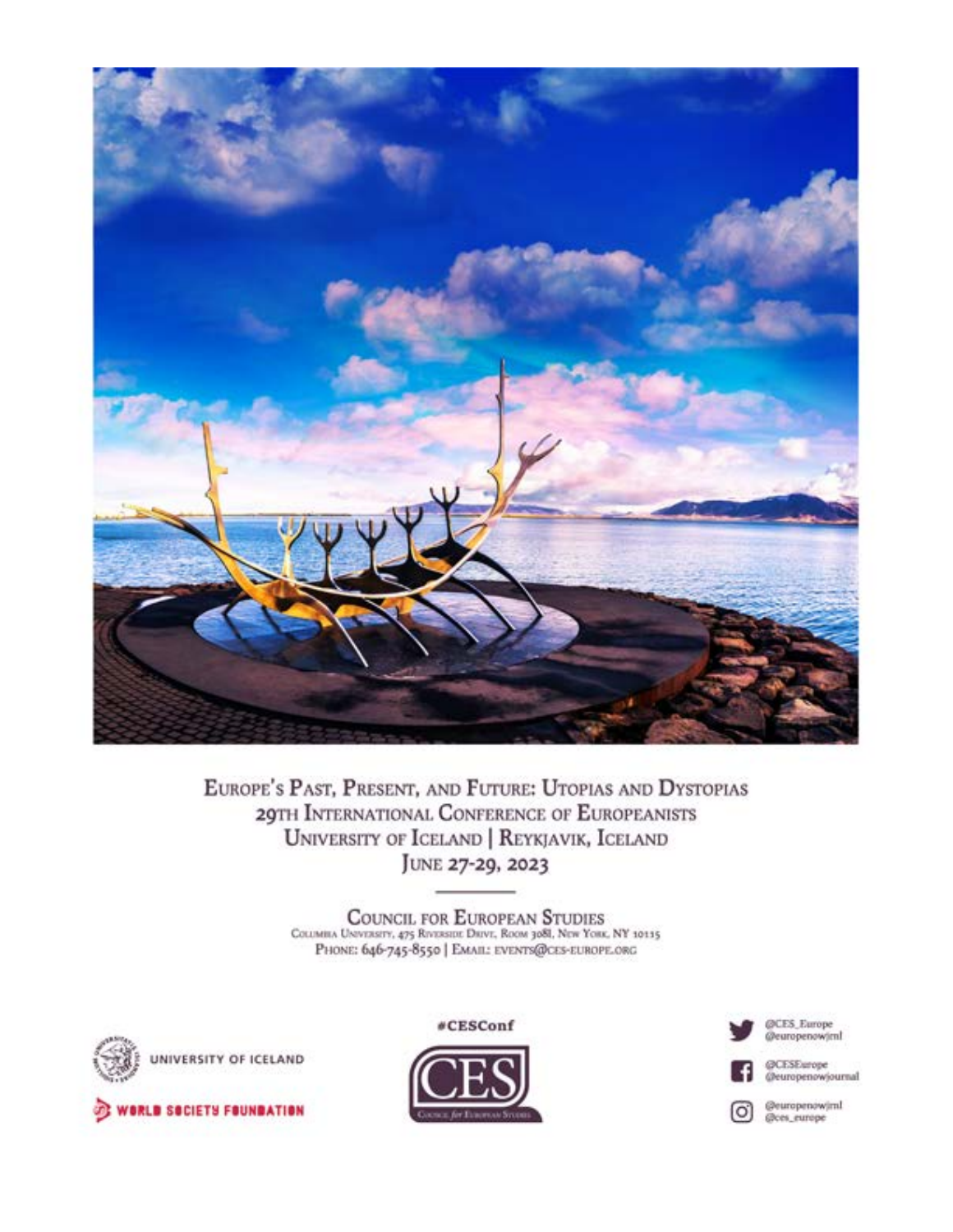EUROPE'S PAST, PRESENT, AND FUTURE: UTOPIAS AND DYSTOPIAS
29TH INTERNATIONAL CONFERENCE OF EUROPEANISTS
UNIVERSITY OF ICELAND | REYKJAVIK, ICELAND
JUNE 27-29, 2023

---

COUNCIL FOR EUROPEAN STUDIES
COLUMBIA UNIVERSITY, 475 RIVERSIDE DRIVE, ROOM 3081, NEW YORK, NY 10115
PHONE: 646-745-8550 | EMAIL: EVENTS@CES-EUROPE.ORG

UNIVERSITY OF ICELAND

WORLD SOCIETY FOUNDATION

#CESConf

CES
Council for European Studies

@CES_Europe
@europenowjrnl

@CESEurope
@europenowjournal

@europenowjrnl
@ces_europe